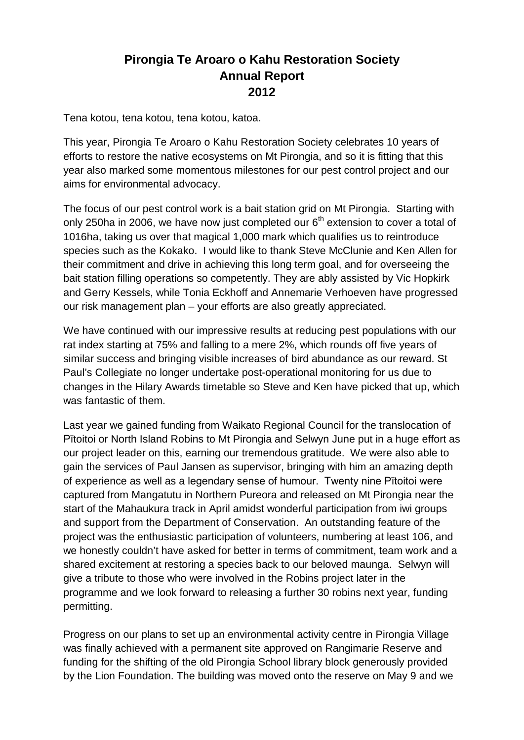# Pirongia Te Aroaro o Kahu Restoration Society
# Annual Report
# 2012

Tena kotou, tena kotou, tena kotou, katoa.

This year, Pirongia Te Aroaro o Kahu Restoration Society celebrates 10 years of efforts to restore the native ecosystems on Mt Pirongia, and so it is fitting that this year also marked some momentous milestones for our pest control project and our aims for environmental advocacy.

The focus of our pest control work is a bait station grid on Mt Pirongia. Starting with only 250ha in 2006, we have now just completed our 6th extension to cover a total of 1016ha, taking us over that magical 1,000 mark which qualifies us to reintroduce species such as the Kokako. I would like to thank Steve McClunie and Ken Allen for their commitment and drive in achieving this long term goal, and for overseeing the bait station filling operations so competently. They are ably assisted by Vic Hopkirk and Gerry Kessels, while Tonia Eckhoff and Annemarie Verhoeven have progressed our risk management plan – your efforts are also greatly appreciated.

We have continued with our impressive results at reducing pest populations with our rat index starting at 75% and falling to a mere 2%, which rounds off five years of similar success and bringing visible increases of bird abundance as our reward. St Paul's Collegiate no longer undertake post-operational monitoring for us due to changes in the Hilary Awards timetable so Steve and Ken have picked that up, which was fantastic of them.

Last year we gained funding from Waikato Regional Council for the translocation of Pītoitoi or North Island Robins to Mt Pirongia and Selwyn June put in a huge effort as our project leader on this, earning our tremendous gratitude. We were also able to gain the services of Paul Jansen as supervisor, bringing with him an amazing depth of experience as well as a legendary sense of humour. Twenty nine Pītoitoi were captured from Mangatutu in Northern Pureora and released on Mt Pirongia near the start of the Mahaukura track in April amidst wonderful participation from iwi groups and support from the Department of Conservation. An outstanding feature of the project was the enthusiastic participation of volunteers, numbering at least 106, and we honestly couldn't have asked for better in terms of commitment, team work and a shared excitement at restoring a species back to our beloved maunga. Selwyn will give a tribute to those who were involved in the Robins project later in the programme and we look forward to releasing a further 30 robins next year, funding permitting.

Progress on our plans to set up an environmental activity centre in Pirongia Village was finally achieved with a permanent site approved on Rangimarie Reserve and funding for the shifting of the old Pirongia School library block generously provided by the Lion Foundation. The building was moved onto the reserve on May 9 and we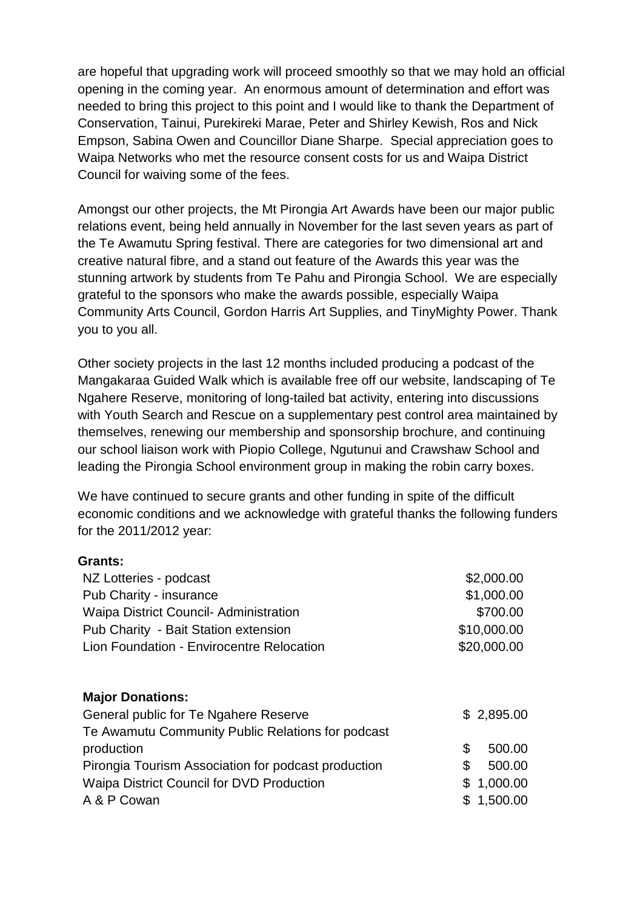are hopeful that upgrading work will proceed smoothly so that we may hold an official opening in the coming year. An enormous amount of determination and effort was needed to bring this project to this point and I would like to thank the Department of Conservation, Tainui, Purekireki Marae, Peter and Shirley Kewish, Ros and Nick Empson, Sabina Owen and Councillor Diane Sharpe. Special appreciation goes to Waipa Networks who met the resource consent costs for us and Waipa District Council for waiving some of the fees.

Amongst our other projects, the Mt Pirongia Art Awards have been our major public relations event, being held annually in November for the last seven years as part of the Te Awamutu Spring festival. There are categories for two dimensional art and creative natural fibre, and a stand out feature of the Awards this year was the stunning artwork by students from Te Pahu and Pirongia School. We are especially grateful to the sponsors who make the awards possible, especially Waipa Community Arts Council, Gordon Harris Art Supplies, and TinyMighty Power. Thank you to you all.

Other society projects in the last 12 months included producing a podcast of the Mangakaraa Guided Walk which is available free off our website, landscaping of Te Ngahere Reserve, monitoring of long-tailed bat activity, entering into discussions with Youth Search and Rescue on a supplementary pest control area maintained by themselves, renewing our membership and sponsorship brochure, and continuing our school liaison work with Piopio College, Ngutunui and Crawshaw School and leading the Pirongia School environment group in making the robin carry boxes.

We have continued to secure grants and other funding in spite of the difficult economic conditions and we acknowledge with grateful thanks the following funders for the 2011/2012 year:

**Grants:**

| | |
|---|---|
| NZ Lotteries - podcast | $2,000.00 |
| Pub Charity - insurance | $1,000.00 |
| Waipa District Council- Administration | $700.00 |
| Pub Charity - Bait Station extension | $10,000.00 |
| Lion Foundation - Envirocentre Relocation | $20,000.00 |

**Major Donations:**

| | |
|---|---|
| General public for Te Ngahere Reserve | $ 2,895.00 |
| Te Awamutu Community Public Relations for podcast production | $ 500.00 |
| Pirongia Tourism Association for podcast production | $ 500.00 |
| Waipa District Council for DVD Production | $ 1,000.00 |
| A & P Cowan | $ 1,500.00 |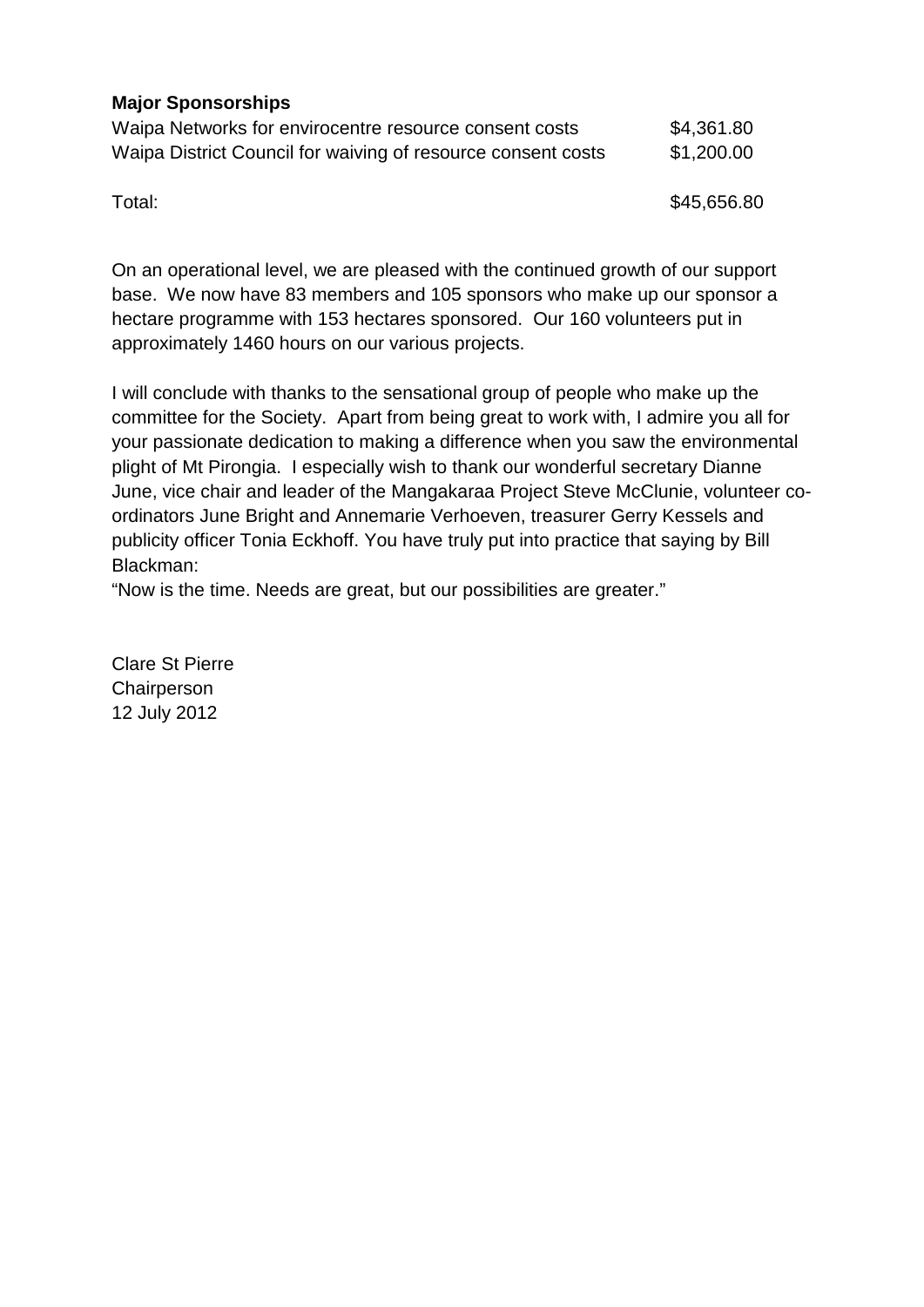**Major Sponsorships**

| | |
|---|---|
| Waipa Networks for envirocentre resource consent costs | $4,361.80 |
| Waipa District Council for waiving of resource consent costs | $1,200.00 |
| | |
| Total: | $45,656.80 |

On an operational level, we are pleased with the continued growth of our support base. We now have 83 members and 105 sponsors who make up our sponsor a hectare programme with 153 hectares sponsored. Our 160 volunteers put in approximately 1460 hours on our various projects.

I will conclude with thanks to the sensational group of people who make up the committee for the Society. Apart from being great to work with, I admire you all for your passionate dedication to making a difference when you saw the environmental plight of Mt Pirongia. I especially wish to thank our wonderful secretary Dianne June, vice chair and leader of the Mangakaraa Project Steve McClunie, volunteer co-ordinators June Bright and Annemarie Verhoeven, treasurer Gerry Kessels and publicity officer Tonia Eckhoff. You have truly put into practice that saying by Bill Blackman:
"Now is the time. Needs are great, but our possibilities are greater."

Clare St Pierre
Chairperson
12 July 2012